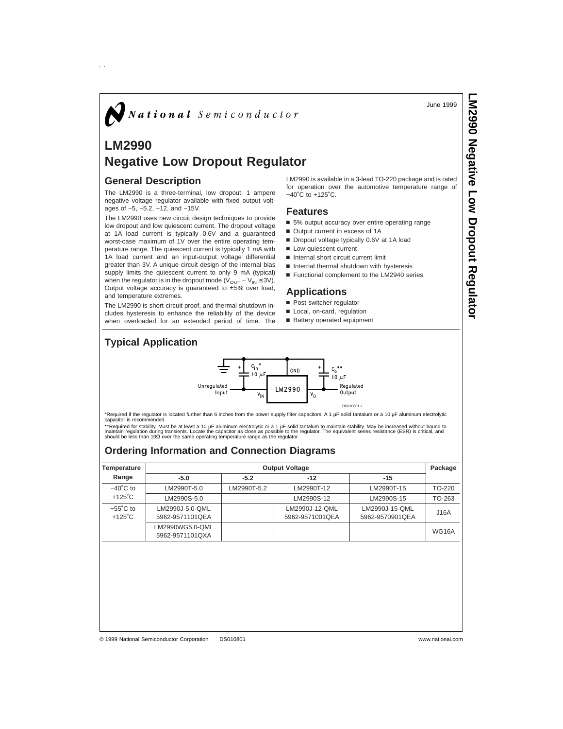June 1999

# LM2990 Negative Low Dropout Regulator

## General Description

The LM2990 is a three-terminal, low dropout, 1 ampere negative voltage regulator available with fixed output voltages of −5, −5.2, −12, and −15V.

The LM2990 uses new circuit design techniques to provide low dropout and low quiescent current. The dropout voltage at 1A load current is typically 0.6V and a guaranteed worst-case maximum of 1V over the entire operating temperature range. The quiescent current is typically 1 mA with 1A load current and an input-output voltage differential greater than 3V. A unique circuit design of the internal bias supply limits the quiescent current to only 9 mA (typical) when the regulator is in the dropout mode ($V_{OUT} - V_{IN} \leq 3V$). Output voltage accuracy is guaranteed to ±5% over load, and temperature extremes.

The LM2990 is short-circuit proof, and thermal shutdown includes hysteresis to enhance the reliability of the device when overloaded for an extended period of time. The LM2990 is available in a 3-lead TO-220 package and is rated for operation over the automotive temperature range of −40˚C to +125˚C.

## Features

- 5% output accuracy over entire operating range
- Output current in excess of 1A
- Dropout voltage typically 0.6V at 1A load
- Low quiescent current
- Internal short circuit current limit
- Internal thermal shutdown with hysteresis
- Functional complement to the LM2940 series

## Applications

- Post switcher regulator
- Local, on-card, regulation
- Battery operated equipment

## Typical Application

*Required if the regulator is located further than 6 inches from the power supply filter capacitors. A 1 µF solid tantalum or a 10 µF aluminum electrolytic capacitor is recommended.

**Required for stability. Must be at least a 10 µF aluminum electrolytic or a 1 µF solid tantalum to maintain stability. May be increased without bound to maintain regulation during transients. Locate the capacitor as close as possible to the regulator. The equivalent series resistance (ESR) is critical, and should be less than 10Ω over the same operating temperature range as the regulator.

## Ordering Information and Connection Diagrams

| Temperature Range | Output Voltage | | | | Package |
|---|---|---|---|---|---|
| | -5.0 | -5.2 | -12 | -15 | |
| −40˚C to +125˚C | LM2990T-5.0 | LM2990T-5.2 | LM2990T-12 | LM2990T-15 | TO-220 |
| | LM2990S-5.0 | | LM2990S-12 | LM2990S-15 | TO-263 |
| −55˚C to +125˚C | LM2990J-5.0-QML 5962-9571101QEA | | LM2990J-12-QML 5962-9571001QEA | LM2990J-15-QML 5962-9570901QEA | J16A |
| | LM2990WG5.0-QML 5962-9571101QXA | | | | WG16A |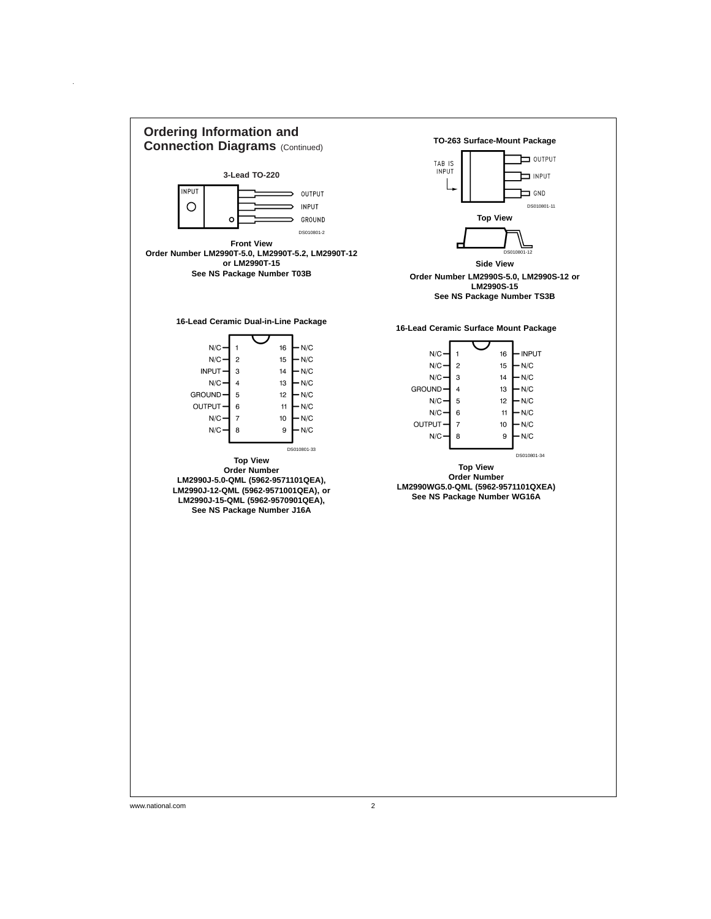## Ordering Information and Connection Diagrams (Continued)

### 3-Lead TO-220

INPUT

OUTPUT
INPUT
GROUND

DS010801-2

**Front View**
**Order Number LM2990T-5.0, LM2990T-5.2, LM2990T-12 or LM2990T-15**
**See NS Package Number T03B**

### TO-263 Surface-Mount Package

TAB IS INPUT

OUTPUT
INPUT
GND

DS010801-11

**Top View**

DS010801-12

**Side View**
**Order Number LM2990S-5.0, LM2990S-12 or LM2990S-15**
**See NS Package Number TS3B**

### 16-Lead Ceramic Dual-in-Line Package

| Pin | Function | Pin | Function |
|---|---|---|---|
| 1 | N/C | 16 | N/C |
| 2 | N/C | 15 | N/C |
| 3 | INPUT | 14 | N/C |
| 4 | N/C | 13 | N/C |
| 5 | GROUND | 12 | N/C |
| 6 | OUTPUT | 11 | N/C |
| 7 | N/C | 10 | N/C |
| 8 | N/C | 9 | N/C |

DS010801-33

**Top View**
**Order Number**
**LM2990J-5.0-QML (5962-9571101QEA),**
**LM2990J-12-QML (5962-9571001QEA), or**
**LM2990J-15-QML (5962-9570901QEA),**
**See NS Package Number J16A**

### 16-Lead Ceramic Surface Mount Package

| Pin | Function | Pin | Function |
|---|---|---|---|
| 1 | N/C | 16 | INPUT |
| 2 | N/C | 15 | N/C |
| 3 | N/C | 14 | N/C |
| 4 | GROUND | 13 | N/C |
| 5 | N/C | 12 | N/C |
| 6 | N/C | 11 | N/C |
| 7 | OUTPUT | 10 | N/C |
| 8 | N/C | 9 | N/C |

DS010801-34

**Top View**
**Order Number**
**LM2990WG5.0-QML (5962-9571101QXEA)**
**See NS Package Number WG16A**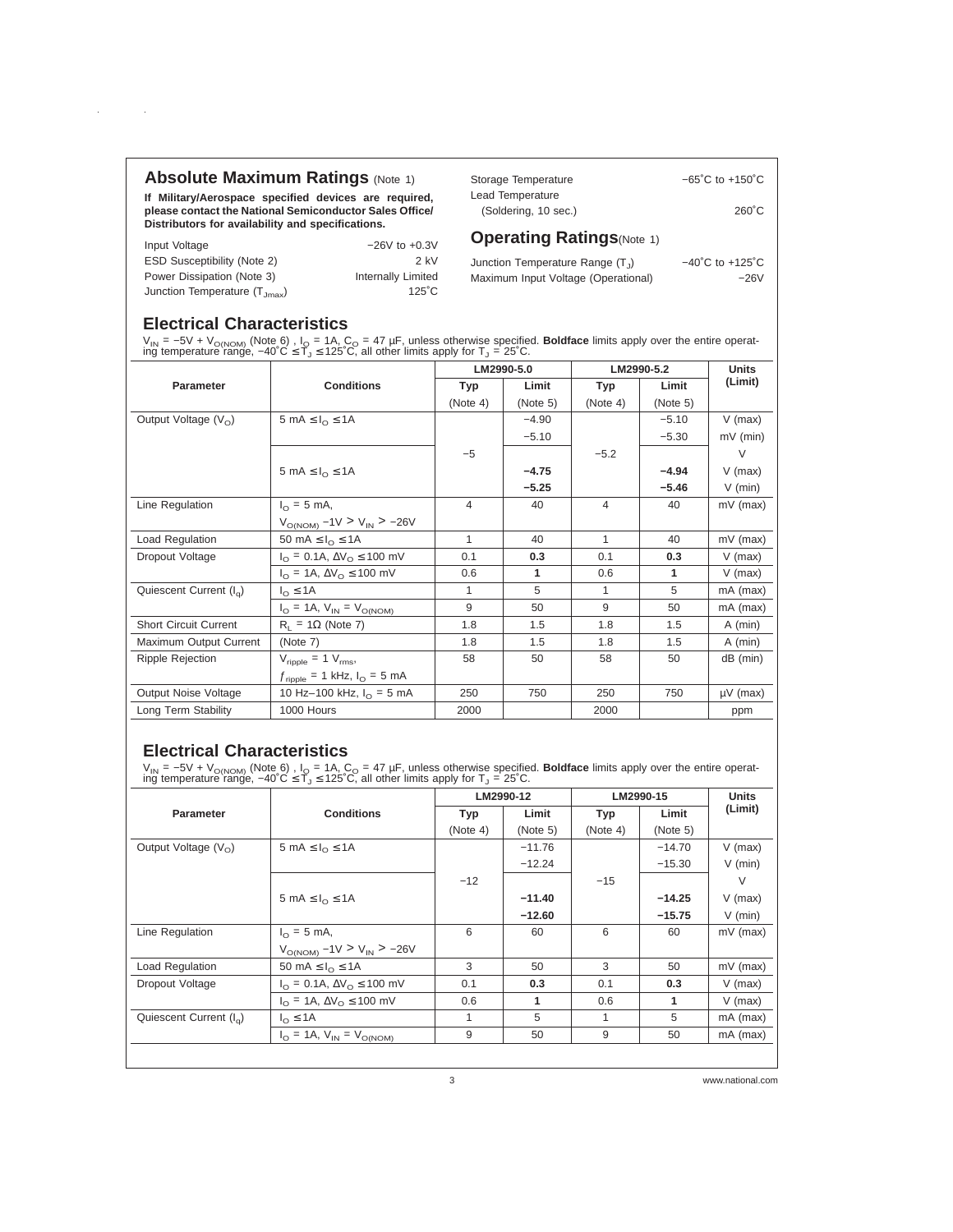## Absolute Maximum Ratings (Note 1)

**If Military/Aerospace specified devices are required, please contact the National Semiconductor Sales Office/ Distributors for availability and specifications.**

| | |
|---|---|
| Input Voltage | −26V to +0.3V |
| ESD Susceptibility (Note 2) | 2 kV |
| Power Dissipation (Note 3) | Internally Limited |
| Junction Temperature ($T_{Jmax}$) | 125˚C |
| Storage Temperature | −65˚C to +150˚C |
| Lead Temperature (Soldering, 10 sec.) | 260˚C |

## Operating Ratings (Note 1)

| | |
|---|---|
| Junction Temperature Range ($T_J$) | −40˚C to +125˚C |
| Maximum Input Voltage (Operational) | −26V |

## Electrical Characteristics

$V_{IN}$ = −5V + $V_{O(NOM)}$ (Note 6) , $I_O$ = 1A, $C_O$ = 47 µF, unless otherwise specified. **Boldface** limits apply over the entire operating temperature range, −40˚C ≤ $T_J$ ≤ 125˚C, all other limits apply for $T_J$ = 25˚C.

| Parameter | Conditions | LM2990-5.0 | | LM2990-5.2 | | Units (Limit) |
|---|---|---|---|---|---|---|
| | | Typ (Note 4) | Limit (Note 5) | Typ (Note 4) | Limit (Note 5) | |
| Output Voltage ($V_O$) | 5 mA ≤ $I_O$ ≤ 1A | | −4.90 | | −5.10 | V (max) |
| | | | −5.10 | | −5.30 | mV (min) |
| | | −5 | | −5.2 | | V |
| | 5 mA ≤ $I_O$ ≤ 1A | | **−4.75** | | **−4.94** | V (max) |
| | | | **−5.25** | | **−5.46** | V (min) |
| Line Regulation | $I_O$ = 5 mA, $V_{O(NOM)}$ −1V > $V_{IN}$ > −26V | 4 | 40 | 4 | 40 | mV (max) |
| Load Regulation | 50 mA ≤ $I_O$ ≤ 1A | 1 | 40 | 1 | 40 | mV (max) |
| Dropout Voltage | $I_O$ = 0.1A, $\Delta V_O$ ≤ 100 mV | 0.1 | **0.3** | 0.1 | **0.3** | V (max) |
| | $I_O$ = 1A, $\Delta V_O$ ≤ 100 mV | 0.6 | **1** | 0.6 | **1** | V (max) |
| Quiescent Current ($I_q$) | $I_O$ ≤ 1A | 1 | 5 | 1 | 5 | mA (max) |
| | $I_O$ = 1A, $V_{IN}$ = $V_{O(NOM)}$ | 9 | 50 | 9 | 50 | mA (max) |
| Short Circuit Current | $R_L$ = 1Ω (Note 7) | 1.8 | 1.5 | 1.8 | 1.5 | A (min) |
| Maximum Output Current | (Note 7) | 1.8 | 1.5 | 1.8 | 1.5 | A (min) |
| Ripple Rejection | $V_{ripple}$ = 1 $V_{rms}$, $f_{ripple}$ = 1 kHz, $I_O$ = 5 mA | 58 | 50 | 58 | 50 | dB (min) |
| Output Noise Voltage | 10 Hz–100 kHz, $I_O$ = 5 mA | 250 | 750 | 250 | 750 | µV (max) |
| Long Term Stability | 1000 Hours | 2000 | | 2000 | | ppm |

## Electrical Characteristics

$V_{IN}$ = −5V + $V_{O(NOM)}$ (Note 6) , $I_O$ = 1A, $C_O$ = 47 µF, unless otherwise specified. **Boldface** limits apply over the entire operating temperature range, −40˚C ≤ $T_J$ ≤ 125˚C, all other limits apply for $T_J$ = 25˚C.

| Parameter | Conditions | LM2990-12 | | LM2990-15 | | Units (Limit) |
|---|---|---|---|---|---|---|
| | | Typ (Note 4) | Limit (Note 5) | Typ (Note 4) | Limit (Note 5) | |
| Output Voltage ($V_O$) | 5 mA ≤ $I_O$ ≤ 1A | | −11.76 | | −14.70 | V (max) |
| | | | −12.24 | | −15.30 | V (min) |
| | | −12 | | −15 | | V |
| | 5 mA ≤ $I_O$ ≤ 1A | | **−11.40** | | **−14.25** | V (max) |
| | | | **−12.60** | | **−15.75** | V (min) |
| Line Regulation | $I_O$ = 5 mA, $V_{O(NOM)}$ −1V > $V_{IN}$ > −26V | 6 | 60 | 6 | 60 | mV (max) |
| Load Regulation | 50 mA ≤ $I_O$ ≤ 1A | 3 | 50 | 3 | 50 | mV (max) |
| Dropout Voltage | $I_O$ = 0.1A, $\Delta V_O$ ≤ 100 mV | 0.1 | **0.3** | 0.1 | **0.3** | V (max) |
| | $I_O$ = 1A, $\Delta V_O$ ≤ 100 mV | 0.6 | **1** | 0.6 | **1** | V (max) |
| Quiescent Current ($I_q$) | $I_O$ ≤ 1A | 1 | 5 | 1 | 5 | mA (max) |
| | $I_O$ = 1A, $V_{IN}$ = $V_{O(NOM)}$ | 9 | 50 | 9 | 50 | mA (max) |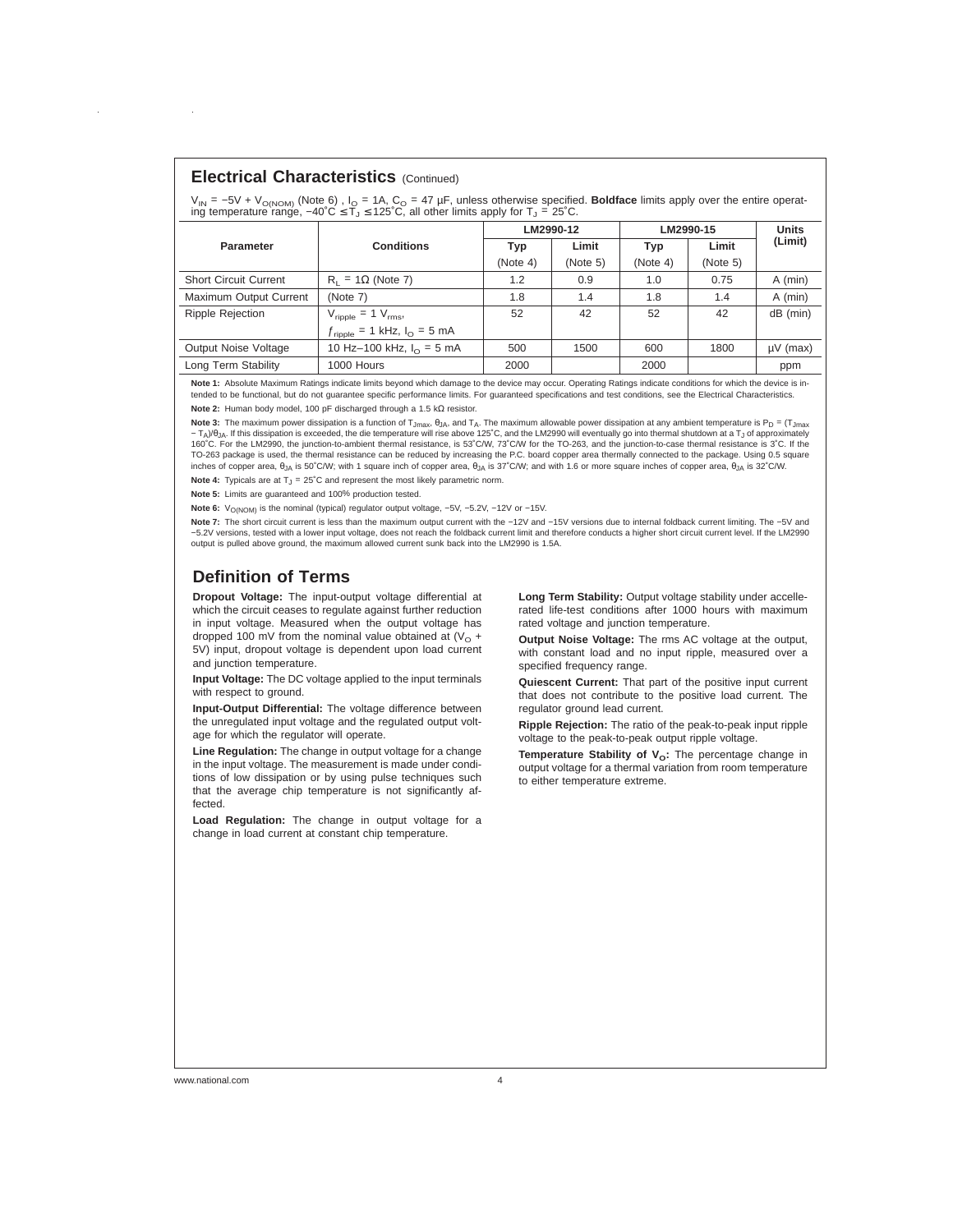## Electrical Characteristics (Continued)

$V_{IN} = -5V + V_{O(NOM)}$ (Note 6) , $I_O = 1A$, $C_O = 47\ \mu F$, unless otherwise specified. **Boldface** limits apply over the entire operating temperature range, $-40^\circ C \le T_J \le 125^\circ C$, all other limits apply for $T_J = 25^\circ C$.

| Parameter | Conditions | LM2990-12 | | LM2990-15 | | Units (Limit) |
|---|---|---|---|---|---|---|
| | | Typ (Note 4) | Limit (Note 5) | Typ (Note 4) | Limit (Note 5) | |
| Short Circuit Current | $R_L = 1\Omega$ (Note 7) | 1.2 | 0.9 | 1.0 | 0.75 | A (min) |
| Maximum Output Current | (Note 7) | 1.8 | 1.4 | 1.8 | 1.4 | A (min) |
| Ripple Rejection | $V_{ripple} = 1\ V_{rms}$, $f_{ripple} = 1$ kHz, $I_O = 5$ mA | 52 | 42 | 52 | 42 | dB (min) |
| Output Noise Voltage | 10 Hz–100 kHz, $I_O = 5$ mA | 500 | 1500 | 600 | 1800 | µV (max) |
| Long Term Stability | 1000 Hours | 2000 | | 2000 | | ppm |

**Note 1:** Absolute Maximum Ratings indicate limits beyond which damage to the device may occur. Operating Ratings indicate conditions for which the device is intended to be functional, but do not guarantee specific performance limits. For guaranteed specifications and test conditions, see the Electrical Characteristics.

**Note 2:** Human body model, 100 pF discharged through a 1.5 kΩ resistor.

**Note 3:** The maximum power dissipation is a function of $T_{Jmax}$, $\theta_{JA}$, and $T_A$. The maximum allowable power dissipation at any ambient temperature is $P_D = (T_{Jmax} - T_A)/\theta_{JA}$. If this dissipation is exceeded, the die temperature will rise above 125˚C, and the LM2990 will eventually go into thermal shutdown at a $T_J$ of approximately 160˚C. For the LM2990, the junction-to-ambient thermal resistance, is 53˚C/W, 73˚C/W for the TO-263, and the junction-to-case thermal resistance is 3˚C. If the TO-263 package is used, the thermal resistance can be reduced by increasing the P.C. board copper area thermally connected to the package. Using 0.5 square inches of copper area, $\theta_{JA}$ is 50˚C/W; with 1 square inch of copper area, $\theta_{JA}$ is 37˚C/W; and with 1.6 or more square inches of copper area, $\theta_{JA}$ is 32˚C/W.

**Note 4:** Typicals are at $T_J = 25^\circ C$ and represent the most likely parametric norm.

**Note 5:** Limits are guaranteed and 100% production tested.

**Note 6:** $V_{O(NOM)}$ is the nominal (typical) regulator output voltage, −5V, −5.2V, −12V or −15V.

**Note 7:** The short circuit current is less than the maximum output current with the −12V and −15V versions due to internal foldback current limiting. The −5V and −5.2V versions, tested with a lower input voltage, does not reach the foldback current limit and therefore conducts a higher short circuit current level. If the LM2990 output is pulled above ground, the maximum allowed current sunk back into the LM2990 is 1.5A.

## Definition of Terms

**Dropout Voltage:** The input-output voltage differential at which the circuit ceases to regulate against further reduction in input voltage. Measured when the output voltage has dropped 100 mV from the nominal value obtained at ($V_O$ + 5V) input, dropout voltage is dependent upon load current and junction temperature.

**Input Voltage:** The DC voltage applied to the input terminals with respect to ground.

**Input-Output Differential:** The voltage difference between the unregulated input voltage and the regulated output voltage for which the regulator will operate.

**Line Regulation:** The change in output voltage for a change in the input voltage. The measurement is made under conditions of low dissipation or by using pulse techniques such that the average chip temperature is not significantly affected.

**Load Regulation:** The change in output voltage for a change in load current at constant chip temperature.

**Long Term Stability:** Output voltage stability under accellerated life-test conditions after 1000 hours with maximum rated voltage and junction temperature.

**Output Noise Voltage:** The rms AC voltage at the output, with constant load and no input ripple, measured over a specified frequency range.

**Quiescent Current:** That part of the positive input current that does not contribute to the positive load current. The regulator ground lead current.

**Ripple Rejection:** The ratio of the peak-to-peak input ripple voltage to the peak-to-peak output ripple voltage.

**Temperature Stability of $V_O$:** The percentage change in output voltage for a thermal variation from room temperature to either temperature extreme.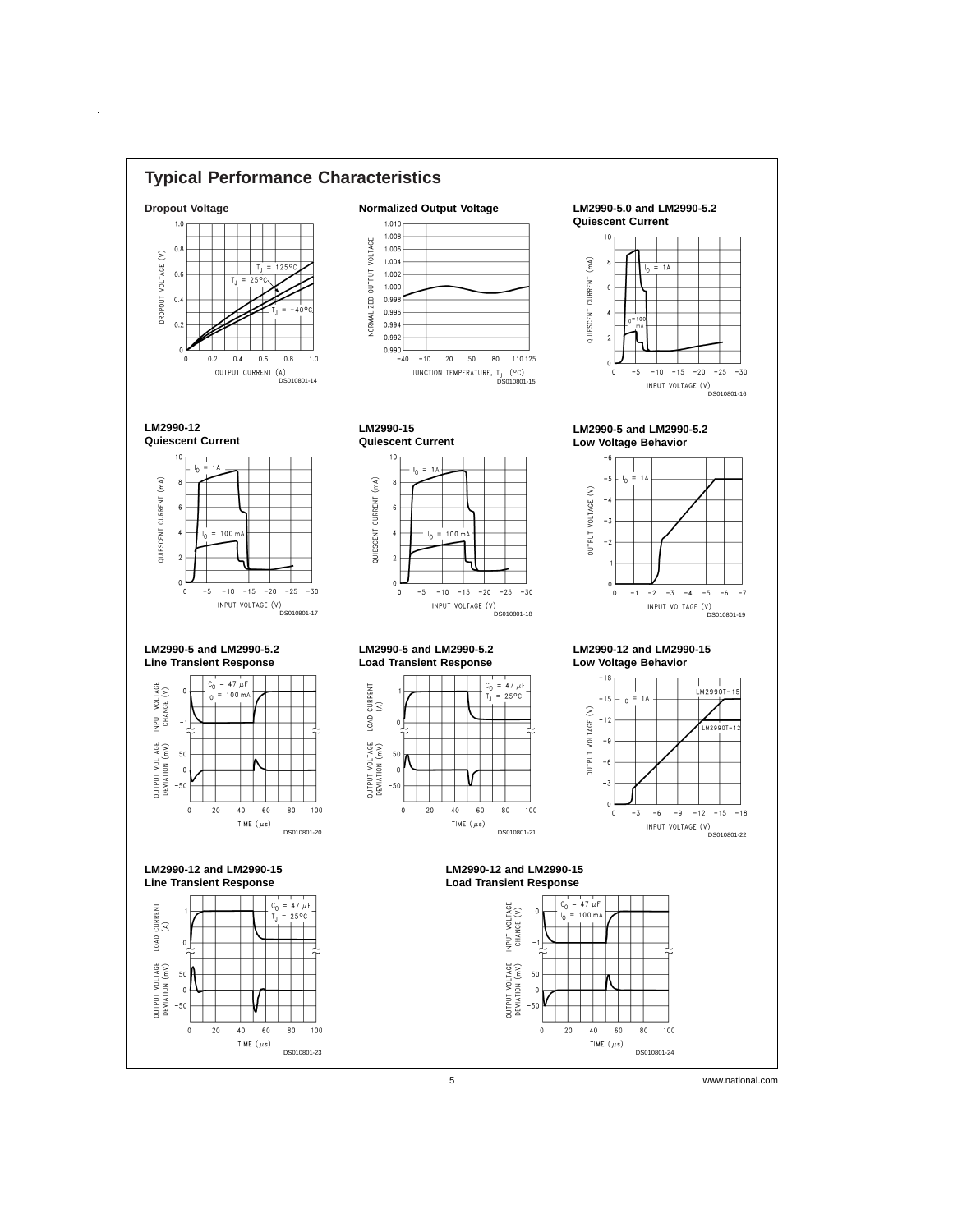## Typical Performance Characteristics

**Dropout Voltage**

DROPOUT VOLTAGE (V)

$T_J = 125°C$

$T_J = 25°C$

$T_J = -40°C$

OUTPUT CURRENT (A)

DS010801-14

**Normalized Output Voltage**

NORMALIZED OUTPUT VOLTAGE

JUNCTION TEMPERATURE, $T_J$ (°C)

DS010801-15

**LM2990-5.0 and LM2990-5.2 Quiescent Current**

QUIESCENT CURRENT (mA)

$I_O = 1A$

$I_O = 100$ mA

INPUT VOLTAGE (V)

DS010801-16

**LM2990-12 Quiescent Current**

QUIESCENT CURRENT (mA)

$I_O = 1A$

$I_O = 100$ mA

INPUT VOLTAGE (V)

DS010801-17

**LM2990-15 Quiescent Current**

QUIESCENT CURRENT (mA)

$I_O = 1A$

$I_O = 100$ mA

INPUT VOLTAGE (V)

DS010801-18

**LM2990-5 and LM2990-5.2 Low Voltage Behavior**

OUTPUT VOLTAGE (V)

$I_O = 1A$

INPUT VOLTAGE (V)

DS010801-19

**LM2990-5 and LM2990-5.2 Line Transient Response**

INPUT VOLTAGE CHANGE (V)

OUTPUT VOLTAGE DEVIATION (mV)

$C_O = 47\ \mu F$

$I_O = 100$ mA

TIME ($\mu s$)

DS010801-20

**LM2990-5 and LM2990-5.2 Load Transient Response**

LOAD CURRENT (A)

OUTPUT VOLTAGE DEVIATION (mV)

$C_O = 47\ \mu F$

$T_J = 25°C$

TIME ($\mu s$)

DS010801-21

**LM2990-12 and LM2990-15 Low Voltage Behavior**

OUTPUT VOLTAGE (V)

$I_O = 1A$

LM2990T-15

LM2990T-12

INPUT VOLTAGE (V)

DS010801-22

**LM2990-12 and LM2990-15 Line Transient Response**

LOAD CURRENT (A)

OUTPUT VOLTAGE DEVIATION (mV)

$C_O = 47\ \mu F$

$T_J = 25°C$

TIME ($\mu s$)

DS010801-23

**LM2990-12 and LM2990-15 Load Transient Response**

INPUT VOLTAGE CHANGE (V)

OUTPUT VOLTAGE DEVIATION (mV)

$C_O = 47\ \mu F$

$I_O = 100$ mA

TIME ($\mu s$)

DS010801-24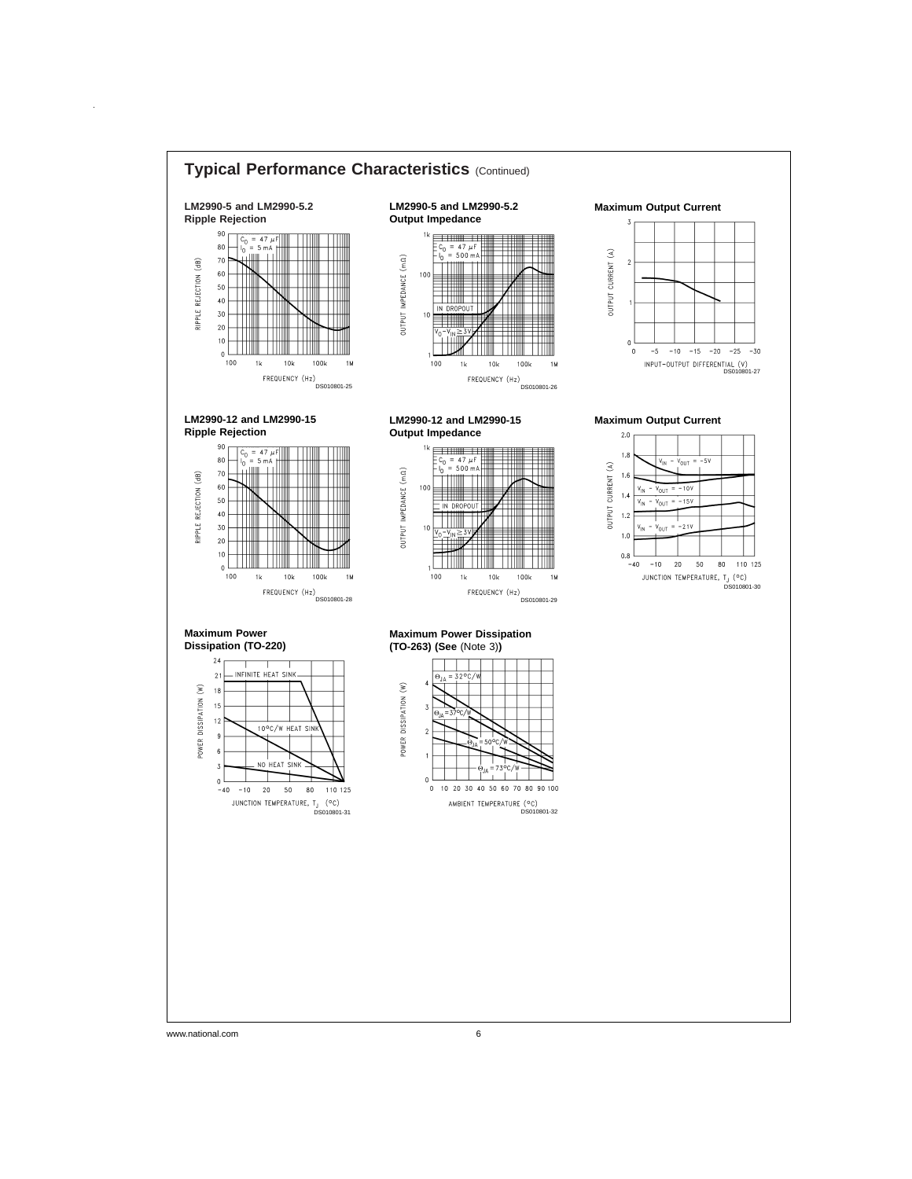## Typical Performance Characteristics (Continued)

**LM2990-5 and LM2990-5.2 Ripple Rejection**

DS010801-25

**LM2990-5 and LM2990-5.2 Output Impedance**

DS010801-26

**Maximum Output Current**

DS010801-27

**LM2990-12 and LM2990-15 Ripple Rejection**

DS010801-28

**LM2990-12 and LM2990-15 Output Impedance**

DS010801-29

**Maximum Output Current**

DS010801-30

**Maximum Power Dissipation (TO-220)**

DS010801-31

**Maximum Power Dissipation (TO-263) (See** (Note 3)**)**

DS010801-32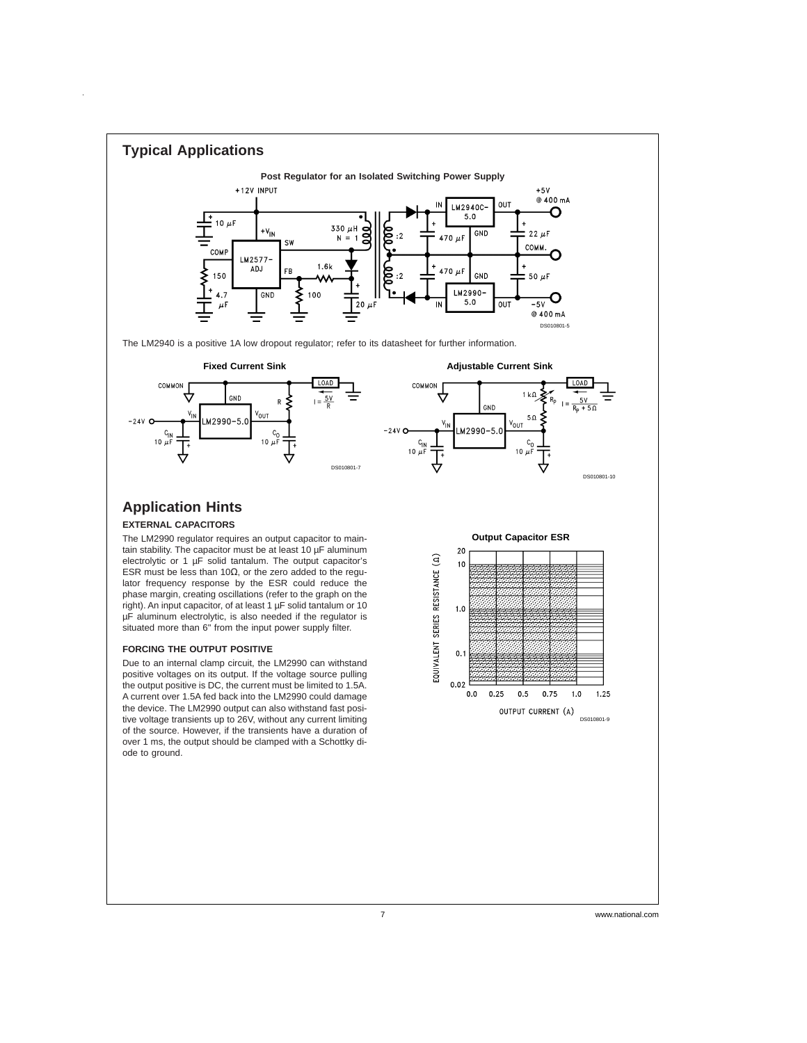## Typical Applications

**Post Regulator for an Isolated Switching Power Supply**

The LM2940 is a positive 1A low dropout regulator; refer to its datasheet for further information.

**Fixed Current Sink**

**Adjustable Current Sink**

## Application Hints

### EXTERNAL CAPACITORS

The LM2990 regulator requires an output capacitor to maintain stability. The capacitor must be at least 10 µF aluminum electrolytic or 1 µF solid tantalum. The output capacitor's ESR must be less than 10Ω, or the zero added to the regulator frequency response by the ESR could reduce the phase margin, creating oscillations (refer to the graph on the right). An input capacitor, of at least 1 µF solid tantalum or 10 µF aluminum electrolytic, is also needed if the regulator is situated more than 6" from the input power supply filter.

**Output Capacitor ESR**

### FORCING THE OUTPUT POSITIVE

Due to an internal clamp circuit, the LM2990 can withstand positive voltages on its output. If the voltage source pulling the output positive is DC, the current must be limited to 1.5A. A current over 1.5A fed back into the LM2990 could damage the device. The LM2990 output can also withstand fast positive voltage transients up to 26V, without any current limiting of the source. However, if the transients have a duration of over 1 ms, the output should be clamped with a Schottky diode to ground.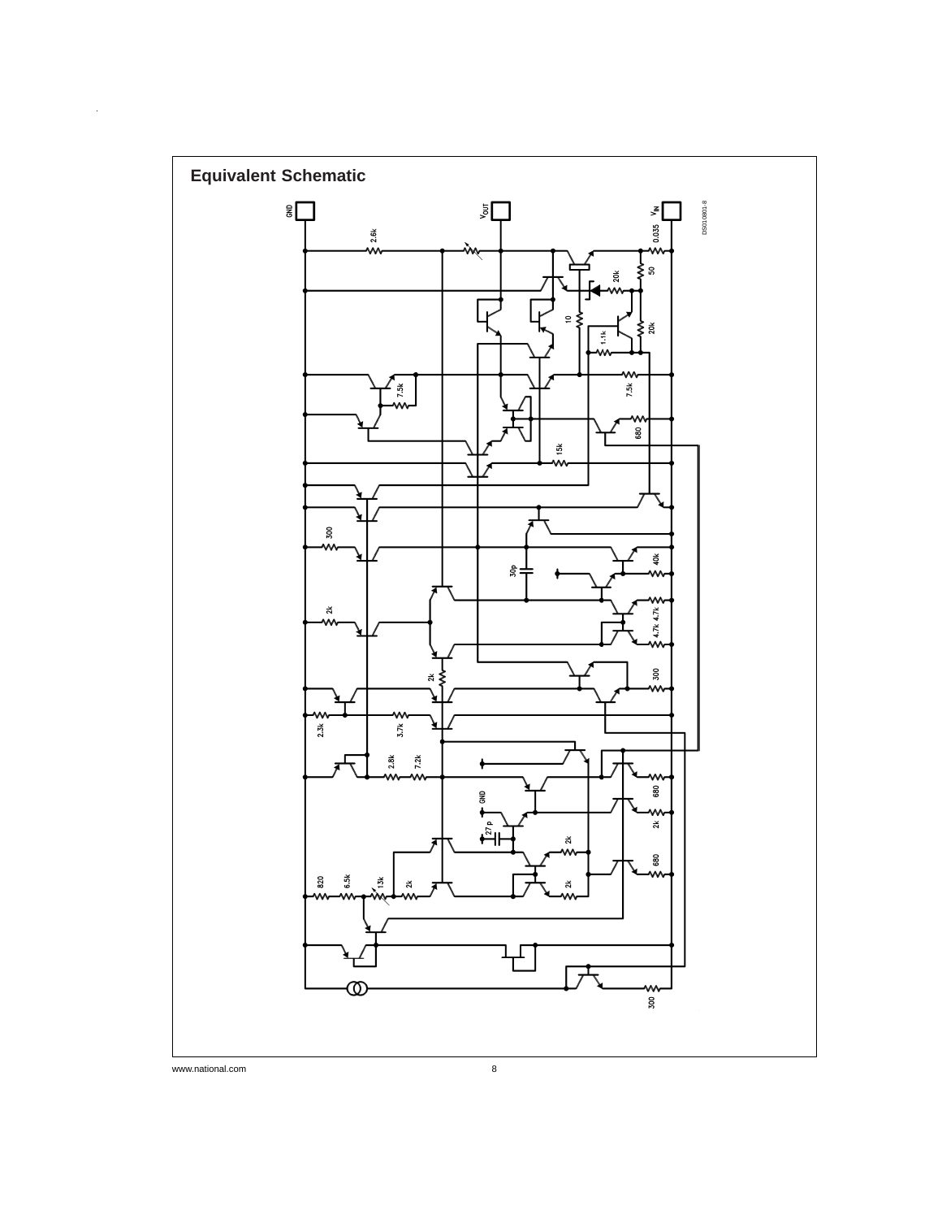## Equivalent Schematic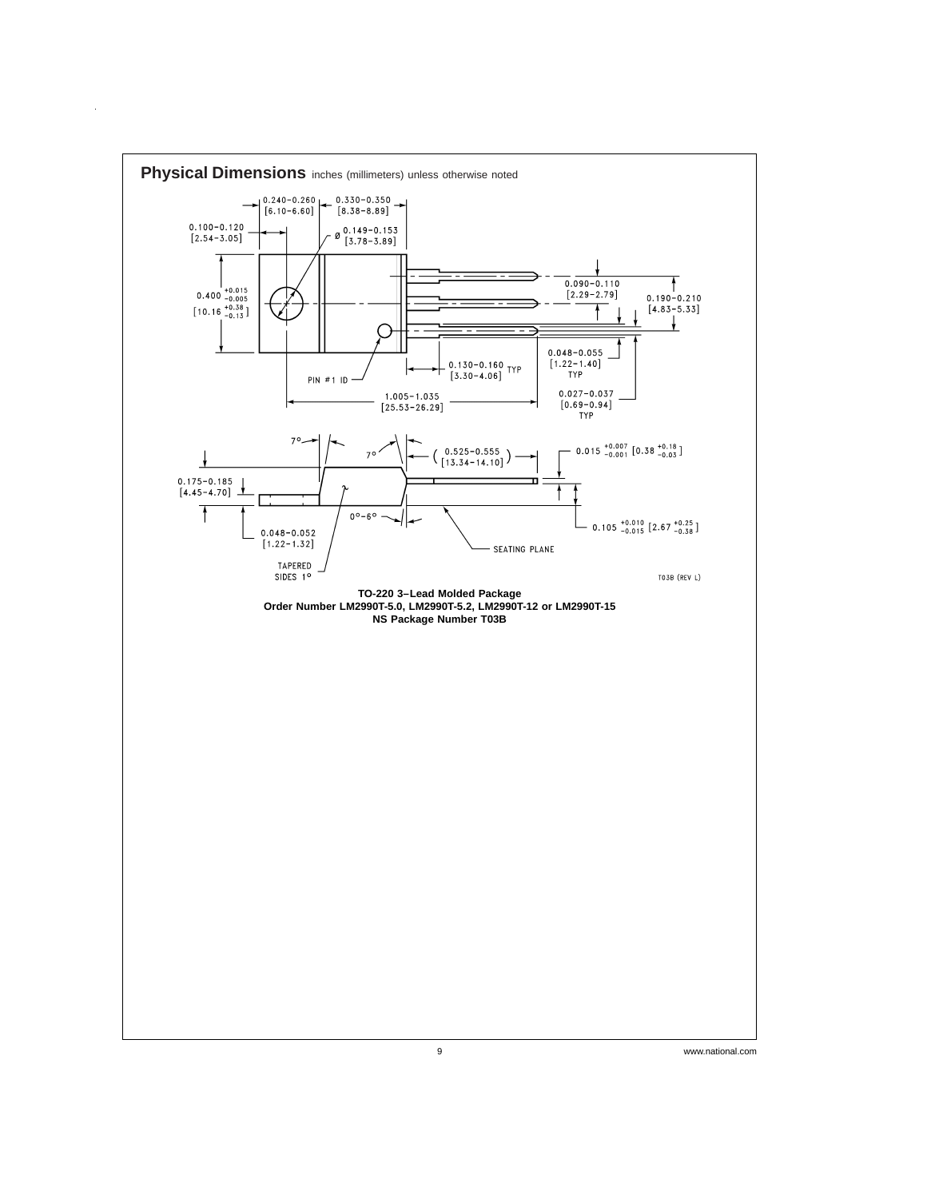## Physical Dimensions inches (millimeters) unless otherwise noted

0.240–0.260 [6.10–6.60]

0.330–0.350 [8.38–8.89]

0.100–0.120 [2.54–3.05]

Ø 0.149–0.153 [3.78–3.89]

0.400 $^{+0.015}_{-0.005}$ [10.16 $^{+0.38}_{-0.13}$]

0.090–0.110 [2.29–2.79]

0.190–0.210 [4.83–5.33]

0.048–0.055 [1.22–1.40] TYP

0.130–0.160 [3.30–4.06] TYP

PIN #1 ID

1.005–1.035 [25.53–26.29]

0.027–0.037 [0.69–0.94] TYP

7°

7°

( 0.525–0.555 [13.34–14.10] )

0.015 $^{+0.007}_{-0.001}$ [0.38 $^{+0.18}_{-0.03}$]

0.175–0.185 [4.45–4.70]

0°–6°

0.105 $^{+0.010}_{-0.015}$ [2.67 $^{+0.25}_{-0.38}$]

0.048–0.052 [1.22–1.32]

SEATING PLANE

TAPERED SIDES 1°

T03B (REV L)

**TO-220 3–Lead Molded Package**
**Order Number LM2990T-5.0, LM2990T-5.2, LM2990T-12 or LM2990T-15**
**NS Package Number T03B**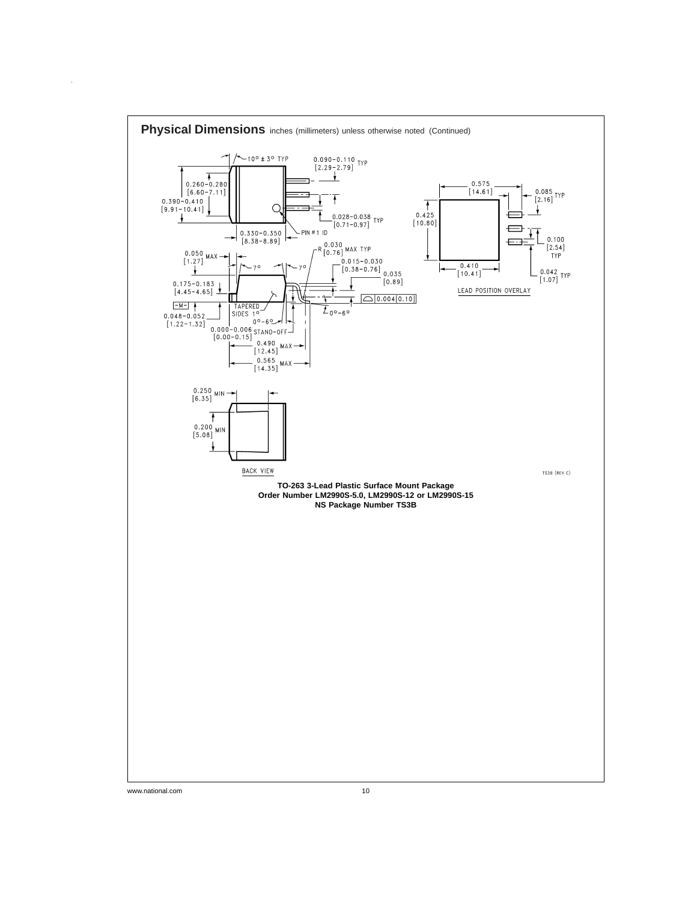## Physical Dimensions inches (millimeters) unless otherwise noted (Continued)

10° ± 3° TYP

0.090–0.110 [2.29–2.79] TYP

0.260–0.280 [6.60–7.11]

0.390–0.410 [9.91–10.41]

0.028–0.038 [0.71–0.97] TYP

PIN #1 ID

0.330–0.350 [8.38–8.89]

0.050 [1.27] MAX

R 0.030 [0.76] MAX TYP

7° 7°

0.015–0.030 [0.38–0.76]

0.035 [0.89]

0.175–0.183 [4.45–4.65]

-M-

0.048–0.052 [1.22–1.32]

TAPERED SIDES 1°

0°–6°

0°–6°

0.004 [0.10]

0.000–0.006 [0.00–0.15] STAND-OFF

0.490 [12.45] MAX

0.565 [14.35] MAX

0.575 [14.61]

0.085 [2.16] TYP

0.425 [10.80]

0.100 [2.54] TYP

0.410 [10.41]

0.042 [1.07] TYP

LEAD POSITION OVERLAY

0.250 [6.35] MIN

0.200 [5.08] MIN

BACK VIEW

TS3B (REV C)

**TO-263 3-Lead Plastic Surface Mount Package**
**Order Number LM2990S-5.0, LM2990S-12 or LM2990S-15**
**NS Package Number TS3B**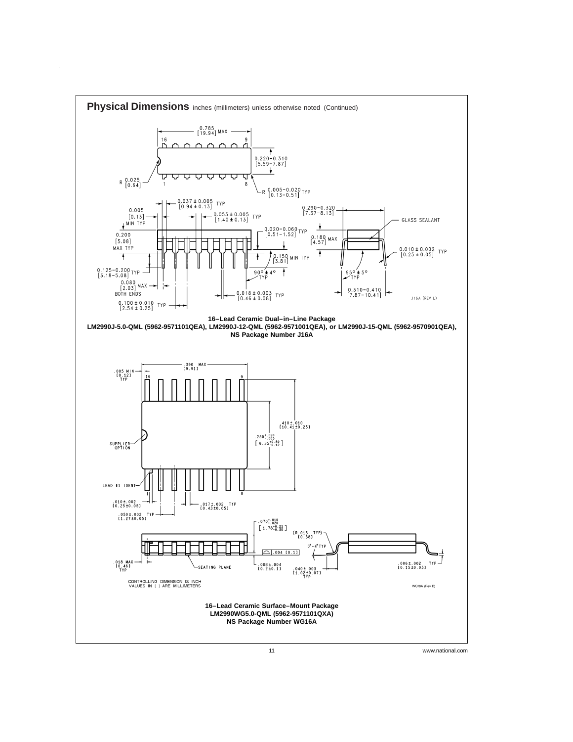## Physical Dimensions inches (millimeters) unless otherwise noted (Continued)

**16–Lead Ceramic Dual–in–Line Package**
**LM2990J-5.0-QML (5962-9571101QEA), LM2990J-12-QML (5962-9571001QEA), or LM2990J-15-QML (5962-9570901QEA),**
**NS Package Number J16A**

**16–Lead Ceramic Surface–Mount Package**
**LM2990WG5.0-QML (5962-9571101QXA)**
**NS Package Number WG16A**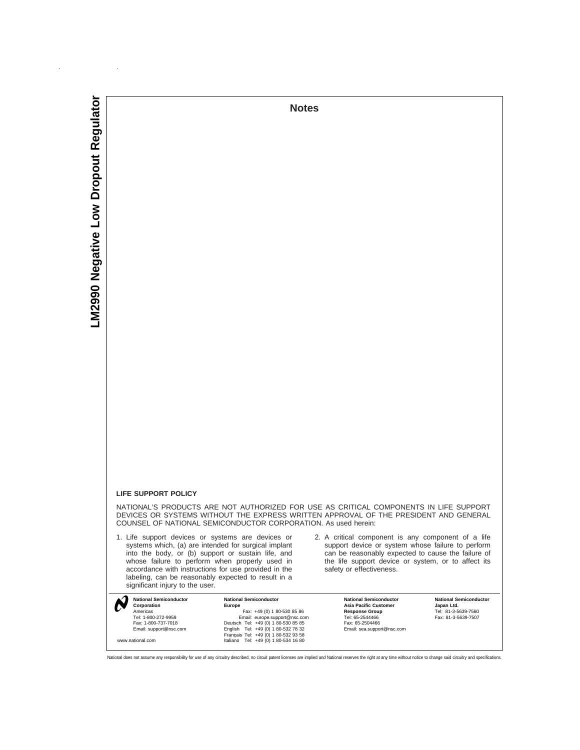# LM2990 Negative Low Dropout Regulator

## Notes

### LIFE SUPPORT POLICY

NATIONAL'S PRODUCTS ARE NOT AUTHORIZED FOR USE AS CRITICAL COMPONENTS IN LIFE SUPPORT DEVICES OR SYSTEMS WITHOUT THE EXPRESS WRITTEN APPROVAL OF THE PRESIDENT AND GENERAL COUNSEL OF NATIONAL SEMICONDUCTOR CORPORATION. As used herein:

1. Life support devices or systems are devices or systems which, (a) are intended for surgical implant into the body, or (b) support or sustain life, and whose failure to perform when properly used in accordance with instructions for use provided in the labeling, can be reasonably expected to result in a significant injury to the user.
2. A critical component is any component of a life support device or system whose failure to perform can be reasonably expected to cause the failure of the life support device or system, or to affect its safety or effectiveness.

**National Semiconductor Corporation**
Americas
Tel: 1-800-272-9959
Fax: 1-800-737-7018
Email: support@nsc.com

www.national.com

**National Semiconductor Europe**
Fax: +49 (0) 1 80-530 85 86
Email: europe.support@nsc.com
Deutsch Tel: +49 (0) 1 80-530 85 85
English Tel: +49 (0) 1 80-532 78 32
Français Tel: +49 (0) 1 80-532 93 58
Italiano Tel: +49 (0) 1 80-534 16 80

**National Semiconductor Asia Pacific Customer Response Group**
Tel: 65-2544466
Fax: 65-2504466
Email: sea.support@nsc.com

**National Semiconductor Japan Ltd.**
Tel: 81-3-5639-7560
Fax: 81-3-5639-7507

National does not assume any responsibility for use of any circuitry described, no circuit patent licenses are implied and National reserves the right at any time without notice to change said circuitry and specifications.